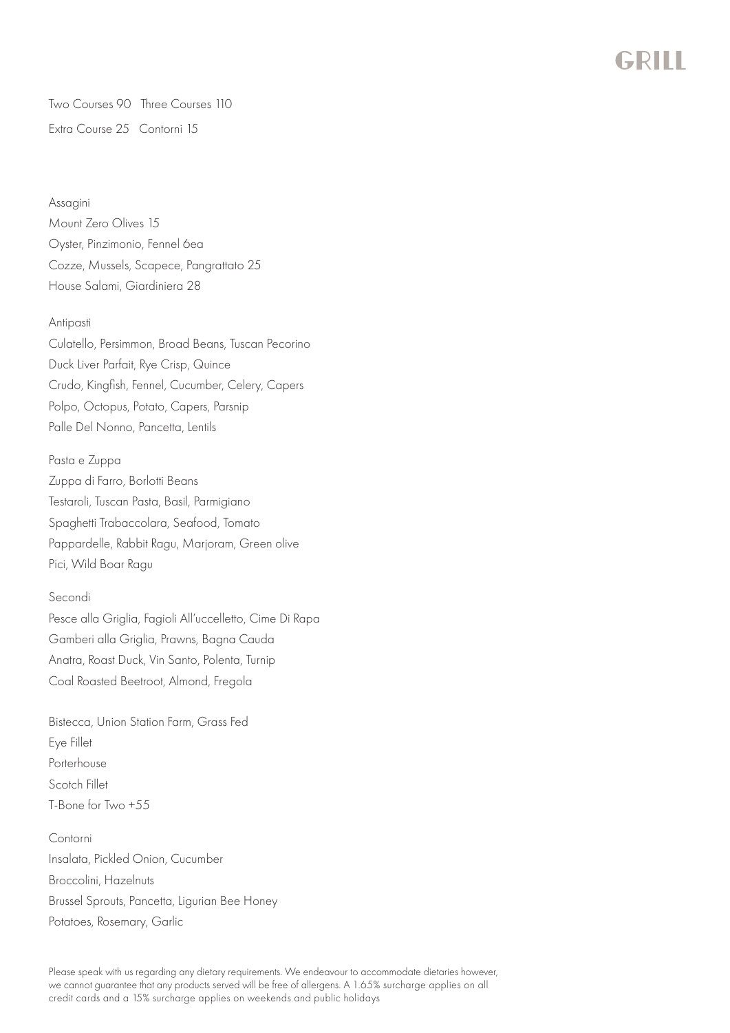# GRILL

Two Courses 90 Three Courses 110

Extra Course 25 Contorni 15

## Assagini

Mount Zero Olives 15

Oyster, Pinzimonio, Fennel 6ea

Cozze, Mussels, Scapece, Pangrattato 25

House Salami, Giardiniera 28

## Antipasti

Culatello, Persimmon, Broad Beans, Tuscan Pecorino

Duck Liver Parfait, Rye Crisp, Quince

Crudo, Kingfish, Fennel, Cucumber, Celery, Capers

Polpo, Octopus, Potato, Capers, Parsnip

Palle Del Nonno, Pancetta, Lentils

## Pasta e Zuppa

Zuppa di Farro, Borlotti Beans

Testaroli, Tuscan Pasta, Basil, Parmigiano

Spaghetti Trabaccolara, Seafood, Tomato

Pappardelle, Rabbit Ragu, Marjoram, Green olive

Pici, Wild Boar Ragu

## Secondi

Pesce alla Griglia, Fagioli All'uccelletto, Cime Di Rapa

Gamberi alla Griglia, Prawns, Bagna Cauda

Anatra, Roast Duck, Vin Santo, Polenta, Turnip

Coal Roasted Beetroot, Almond, Fregola

Bistecca, Union Station Farm, Grass Fed

Eye Fillet

Porterhouse

Scotch Fillet

T-Bone for Two +55

## Contorni

Insalata, Pickled Onion, Cucumber

Broccolini, Hazelnuts

Brussel Sprouts, Pancetta, Ligurian Bee Honey

Potatoes, Rosemary, Garlic

Please speak with us regarding any dietary requirements. We endeavour to accommodate dietaries however, we cannot guarantee that any products served will be free of allergens. A 1.65% surcharge applies on all credit cards and a 15% surcharge applies on weekends and public holidays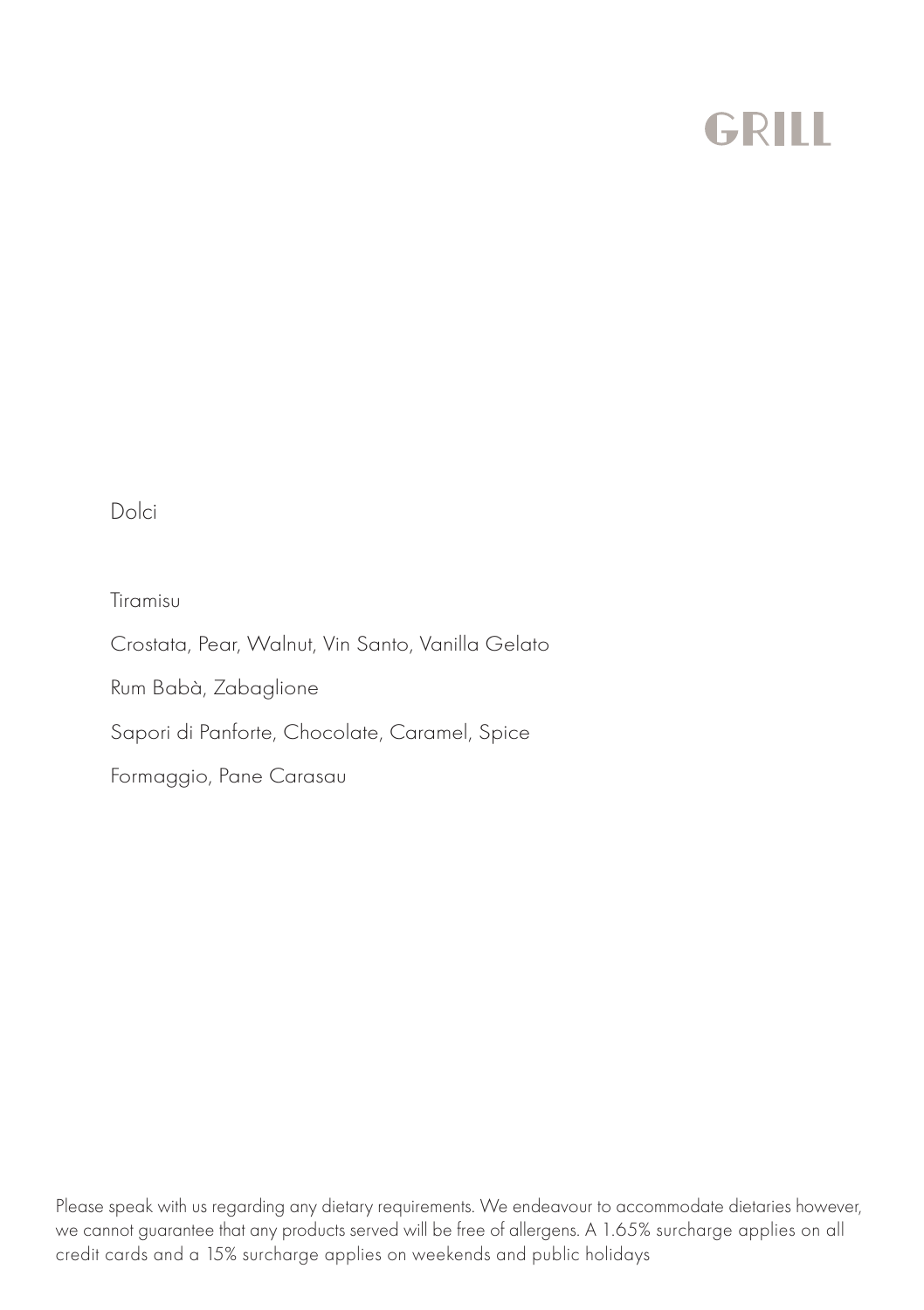# GRILL

## Dolci

Tiramisu

Crostata, Pear, Walnut, Vin Santo, Vanilla Gelato

Rum Babà, Zabaglione

Sapori di Panforte, Chocolate, Caramel, Spice

Formaggio, Pane Carasau

Please speak with us regarding any dietary requirements. We endeavour to accommodate dietaries however, we cannot guarantee that any products served will be free of allergens. A 1.65% surcharge applies on all credit cards and a 15% surcharge applies on weekends and public holidays